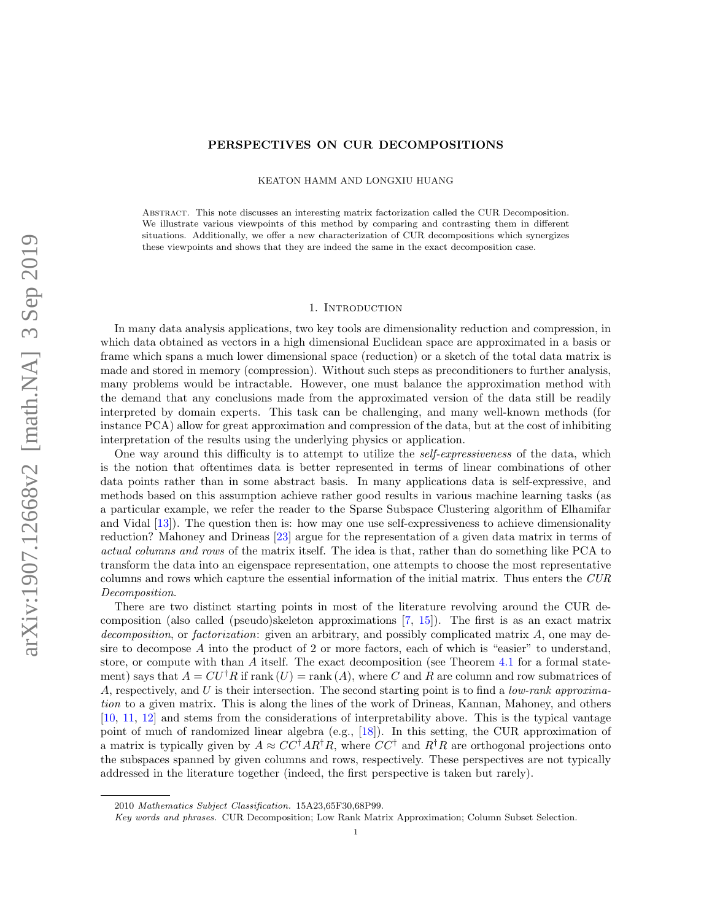# PERSPECTIVES ON CUR DECOMPOSITIONS

KEATON HAMM AND LONGXIU HUANG

Abstract. This note discusses an interesting matrix factorization called the CUR Decomposition. We illustrate various viewpoints of this method by comparing and contrasting them in different situations. Additionally, we offer a new characterization of CUR decompositions which synergizes these viewpoints and shows that they are indeed the same in the exact decomposition case.

## 1. Introduction

In many data analysis applications, two key tools are dimensionality reduction and compression, in which data obtained as vectors in a high dimensional Euclidean space are approximated in a basis or frame which spans a much lower dimensional space (reduction) or a sketch of the total data matrix is made and stored in memory (compression). Without such steps as preconditioners to further analysis, many problems would be intractable. However, one must balance the approximation method with the demand that any conclusions made from the approximated version of the data still be readily interpreted by domain experts. This task can be challenging, and many well-known methods (for instance PCA) allow for great approximation and compression of the data, but at the cost of inhibiting interpretation of the results using the underlying physics or application.

One way around this difficulty is to attempt to utilize the *self-expressiveness* of the data, which is the notion that oftentimes data is better represented in terms of linear combinations of other data points rather than in some abstract basis. In many applications data is self-expressive, and methods based on this assumption achieve rather good results in various machine learning tasks (as a particular example, we refer the reader to the Sparse Subspace Clustering algorithm of Elhamifar and Vidal [13]). The question then is: how may one use self-expressiveness to achieve dimensionality reduction? Mahoney and Drineas [23] argue for the representation of a given data matrix in terms of *actual columns and rows* of the matrix itself. The idea is that, rather than do something like PCA to transform the data into an eigenspace representation, one attempts to choose the most representative columns and rows which capture the essential information of the initial matrix. Thus enters the *CUR Decomposition*.

There are two distinct starting points in most of the literature revolving around the CUR decomposition (also called (pseudo)skeleton approximations [7, 15]). The first is as an exact matrix *decomposition*, or *factorization*: given an arbitrary, and possibly complicated matrix $A$, one may desire to decompose $A$ into the product of 2 or more factors, each of which is "easier" to understand, store, or compute with than $A$ itself. The exact decomposition (see Theorem 4.1 for a formal statement) says that $A = CU^\dagger R$ if $\operatorname{rank}(U) = \operatorname{rank}(A)$, where $C$ and $R$ are column and row submatrices of $A$, respectively, and $U$ is their intersection. The second starting point is to find a *low-rank approximation* to a given matrix. This is along the lines of the work of Drineas, Kannan, Mahoney, and others [10, 11, 12] and stems from the considerations of interpretability above. This is the typical vantage point of much of randomized linear algebra (e.g., [18]). In this setting, the CUR approximation of a matrix is typically given by $A \approx CC^\dagger AR^\dagger R$, where $CC^\dagger$ and $R^\dagger R$ are orthogonal projections onto the subspaces spanned by given columns and rows, respectively. These perspectives are not typically addressed in the literature together (indeed, the first perspective is taken but rarely).

2010 *Mathematics Subject Classification.* 15A23,65F30,68P99.

*Key words and phrases.* CUR Decomposition; Low Rank Matrix Approximation; Column Subset Selection.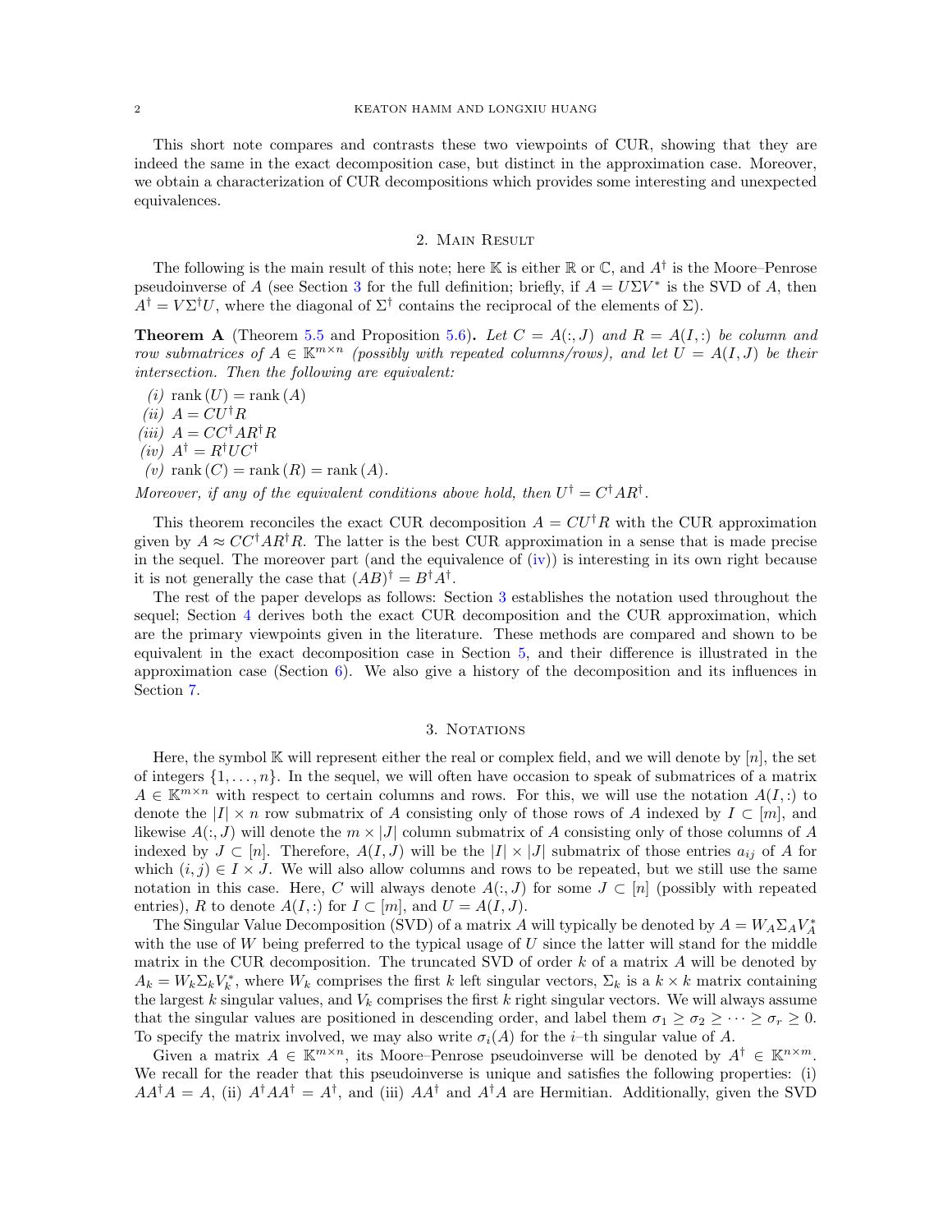This short note compares and contrasts these two viewpoints of CUR, showing that they are indeed the same in the exact decomposition case, but distinct in the approximation case. Moreover, we obtain a characterization of CUR decompositions which provides some interesting and unexpected equivalences.

## 2. Main Result

The following is the main result of this note; here $\mathbb{K}$ is either $\mathbb{R}$ or $\mathbb{C}$, and $A^\dagger$ is the Moore–Penrose pseudoinverse of $A$ (see Section 3 for the full definition; briefly, if $A = U\Sigma V^*$ is the SVD of $A$, then $A^\dagger = V\Sigma^\dagger U$, where the diagonal of $\Sigma^\dagger$ contains the reciprocal of the elements of $\Sigma$).

**Theorem A** (Theorem 5.5 and Proposition 5.6)**.** *Let $C = A(:,J)$ and $R = A(I,:)$ be column and row submatrices of $A \in \mathbb{K}^{m\times n}$ (possibly with repeated columns/rows), and let $U = A(I,J)$ be their intersection. Then the following are equivalent:*

*(i)* $\operatorname{rank}(U) = \operatorname{rank}(A)$
*(ii)* $A = CU^\dagger R$
*(iii)* $A = CC^\dagger A R^\dagger R$
*(iv)* $A^\dagger = R^\dagger U C^\dagger$
*(v)* $\operatorname{rank}(C) = \operatorname{rank}(R) = \operatorname{rank}(A)$.

*Moreover, if any of the equivalent conditions above hold, then $U^\dagger = C^\dagger A R^\dagger$.*

This theorem reconciles the exact CUR decomposition $A = CU^\dagger R$ with the CUR approximation given by $A \approx CC^\dagger AR^\dagger R$. The latter is the best CUR approximation in a sense that is made precise in the sequel. The moreover part (and the equivalence of (iv)) is interesting in its own right because it is not generally the case that $(AB)^\dagger = B^\dagger A^\dagger$.

The rest of the paper develops as follows: Section 3 establishes the notation used throughout the sequel; Section 4 derives both the exact CUR decomposition and the CUR approximation, which are the primary viewpoints given in the literature. These methods are compared and shown to be equivalent in the exact decomposition case in Section 5, and their difference is illustrated in the approximation case (Section 6). We also give a history of the decomposition and its influences in Section 7.

## 3. Notations

Here, the symbol $\mathbb{K}$ will represent either the real or complex field, and we will denote by $[n]$, the set of integers $\{1,\dots,n\}$. In the sequel, we will often have occasion to speak of submatrices of a matrix $A \in \mathbb{K}^{m\times n}$ with respect to certain columns and rows. For this, we will use the notation $A(I,:)$ to denote the $|I| \times n$ row submatrix of $A$ consisting only of those rows of $A$ indexed by $I \subset [m]$, and likewise $A(:,J)$ will denote the $m \times |J|$ column submatrix of $A$ consisting only of those columns of $A$ indexed by $J \subset [n]$. Therefore, $A(I,J)$ will be the $|I| \times |J|$ submatrix of those entries $a_{ij}$ of $A$ for which $(i,j) \in I \times J$. We will also allow columns and rows to be repeated, but we still use the same notation in this case. Here, $C$ will always denote $A(:,J)$ for some $J \subset [n]$ (possibly with repeated entries), $R$ to denote $A(I,:)$ for $I \subset [m]$, and $U = A(I,J)$.

The Singular Value Decomposition (SVD) of a matrix $A$ will typically be denoted by $A = W_A\Sigma_A V_A^*$ with the use of $W$ being preferred to the typical usage of $U$ since the latter will stand for the middle matrix in the CUR decomposition. The truncated SVD of order $k$ of a matrix $A$ will be denoted by $A_k = W_k\Sigma_k V_k^*$, where $W_k$ comprises the first $k$ left singular vectors, $\Sigma_k$ is a $k \times k$ matrix containing the largest $k$ singular values, and $V_k$ comprises the first $k$ right singular vectors. We will always assume that the singular values are positioned in descending order, and label them $\sigma_1 \geq \sigma_2 \geq \dots \geq \sigma_r \geq 0$. To specify the matrix involved, we may also write $\sigma_i(A)$ for the $i$–th singular value of $A$.

Given a matrix $A \in \mathbb{K}^{m\times n}$, its Moore–Penrose pseudoinverse will be denoted by $A^\dagger \in \mathbb{K}^{n\times m}$. We recall for the reader that this pseudoinverse is unique and satisfies the following properties: (i) $AA^\dagger A = A$, (ii) $A^\dagger AA^\dagger = A^\dagger$, and (iii) $AA^\dagger$ and $A^\dagger A$ are Hermitian. Additionally, given the SVD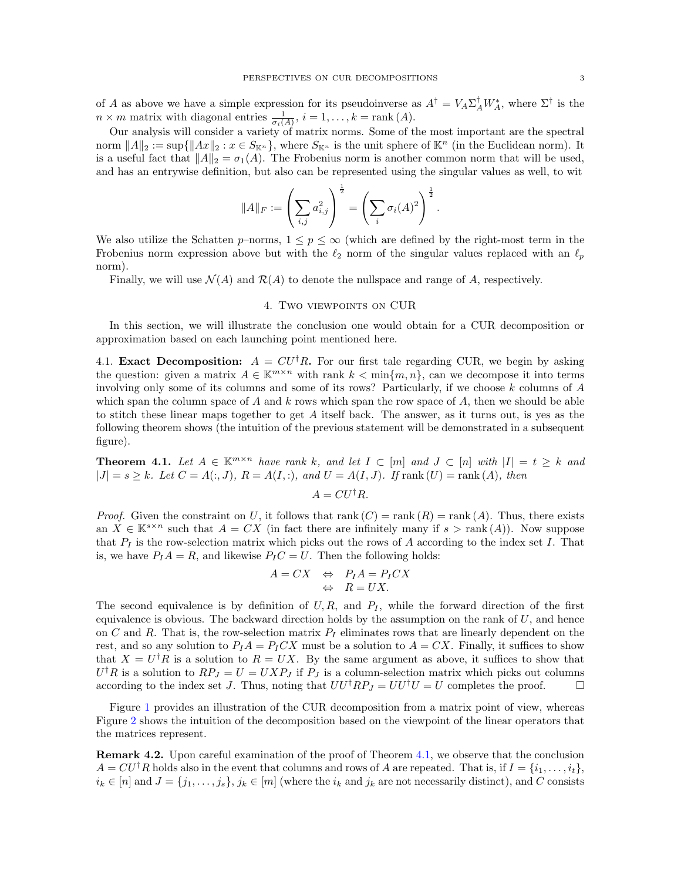of $A$ as above we have a simple expression for its pseudoinverse as $A^\dagger = V_A\Sigma_A^\dagger W_A^*$, where $\Sigma^\dagger$ is the $n\times m$ matrix with diagonal entries $\frac{1}{\sigma_i(A)}$, $i=1,\dots,k=\operatorname{rank}(A)$.

Our analysis will consider a variety of matrix norms. Some of the most important are the spectral norm $\|A\|_2 := \sup\{\|Ax\|_2 : x\in S_{\mathbb{K}^n}\}$, where $S_{\mathbb{K}^n}$ is the unit sphere of $\mathbb{K}^n$ (in the Euclidean norm). It is a useful fact that $\|A\|_2 = \sigma_1(A)$. The Frobenius norm is another common norm that will be used, and has an entrywise definition, but also can be represented using the singular values as well, to wit

$$\|A\|_F := \left(\sum_{i,j} a_{i,j}^2\right)^{\frac{1}{2}} = \left(\sum_i \sigma_i(A)^2\right)^{\frac{1}{2}}.$$

We also utilize the Schatten $p$–norms, $1\leq p\leq\infty$ (which are defined by the right-most term in the Frobenius norm expression above but with the $\ell_2$ norm of the singular values replaced with an $\ell_p$ norm).

Finally, we will use $\mathcal{N}(A)$ and $\mathcal{R}(A)$ to denote the nullspace and range of $A$, respectively.

## 4. Two viewpoints on CUR

In this section, we will illustrate the conclusion one would obtain for a CUR decomposition or approximation based on each launching point mentioned here.

### 4.1. Exact Decomposition: $A = CU^\dagger R$.

For our first tale regarding CUR, we begin by asking the question: given a matrix $A\in\mathbb{K}^{m\times n}$ with rank $k<\min\{m,n\}$, can we decompose it into terms involving only some of its columns and some of its rows? Particularly, if we choose $k$ columns of $A$ which span the column space of $A$ and $k$ rows which span the row space of $A$, then we should be able to stitch these linear maps together to get $A$ itself back. The answer, as it turns out, is yes as the following theorem shows (the intuition of the previous statement will be demonstrated in a subsequent figure).

**Theorem 4.1.** *Let $A\in\mathbb{K}^{m\times n}$ have rank $k$, and let $I\subset[m]$ and $J\subset[n]$ with $|I|=t\geq k$ and $|J|=s\geq k$. Let $C=A(:,J)$, $R=A(I,:)$, and $U=A(I,J)$. If $\operatorname{rank}(U)=\operatorname{rank}(A)$, then*

$$A = CU^\dagger R.$$

*Proof.* Given the constraint on $U$, it follows that $\operatorname{rank}(C)=\operatorname{rank}(R)=\operatorname{rank}(A)$. Thus, there exists an $X\in\mathbb{K}^{s\times n}$ such that $A=CX$ (in fact there are infinitely many if $s>\operatorname{rank}(A)$). Now suppose that $P_I$ is the row-selection matrix which picks out the rows of $A$ according to the index set $I$. That is, we have $P_IA=R$, and likewise $P_IC=U$. Then the following holds:

$$\begin{aligned} A = CX \quad &\Leftrightarrow \quad P_IA = P_ICX \\ &\Leftrightarrow \quad R = UX. \end{aligned}$$

The second equivalence is by definition of $U,R$, and $P_I$, while the forward direction of the first equivalence is obvious. The backward direction holds by the assumption on the rank of $U$, and hence on $C$ and $R$. That is, the row-selection matrix $P_I$ eliminates rows that are linearly dependent on the rest, and so any solution to $P_IA=P_ICX$ must be a solution to $A=CX$. Finally, it suffices to show that $X=U^\dagger R$ is a solution to $R=UX$. By the same argument as above, it suffices to show that $U^\dagger R$ is a solution to $RP_J=U=UXP_J$ if $P_J$ is a column-selection matrix which picks out columns according to the index set $J$. Thus, noting that $UU^\dagger RP_J = UU^\dagger U = U$ completes the proof. ☐

Figure 1 provides an illustration of the CUR decomposition from a matrix point of view, whereas Figure 2 shows the intuition of the decomposition based on the viewpoint of the linear operators that the matrices represent.

**Remark 4.2.** Upon careful examination of the proof of Theorem 4.1, we observe that the conclusion $A=CU^\dagger R$ holds also in the event that columns and rows of $A$ are repeated. That is, if $I=\{i_1,\dots,i_t\}$, $i_k\in[n]$ and $J=\{j_1,\dots,j_s\}$, $j_k\in[m]$ (where the $i_k$ and $j_k$ are not necessarily distinct), and $C$ consists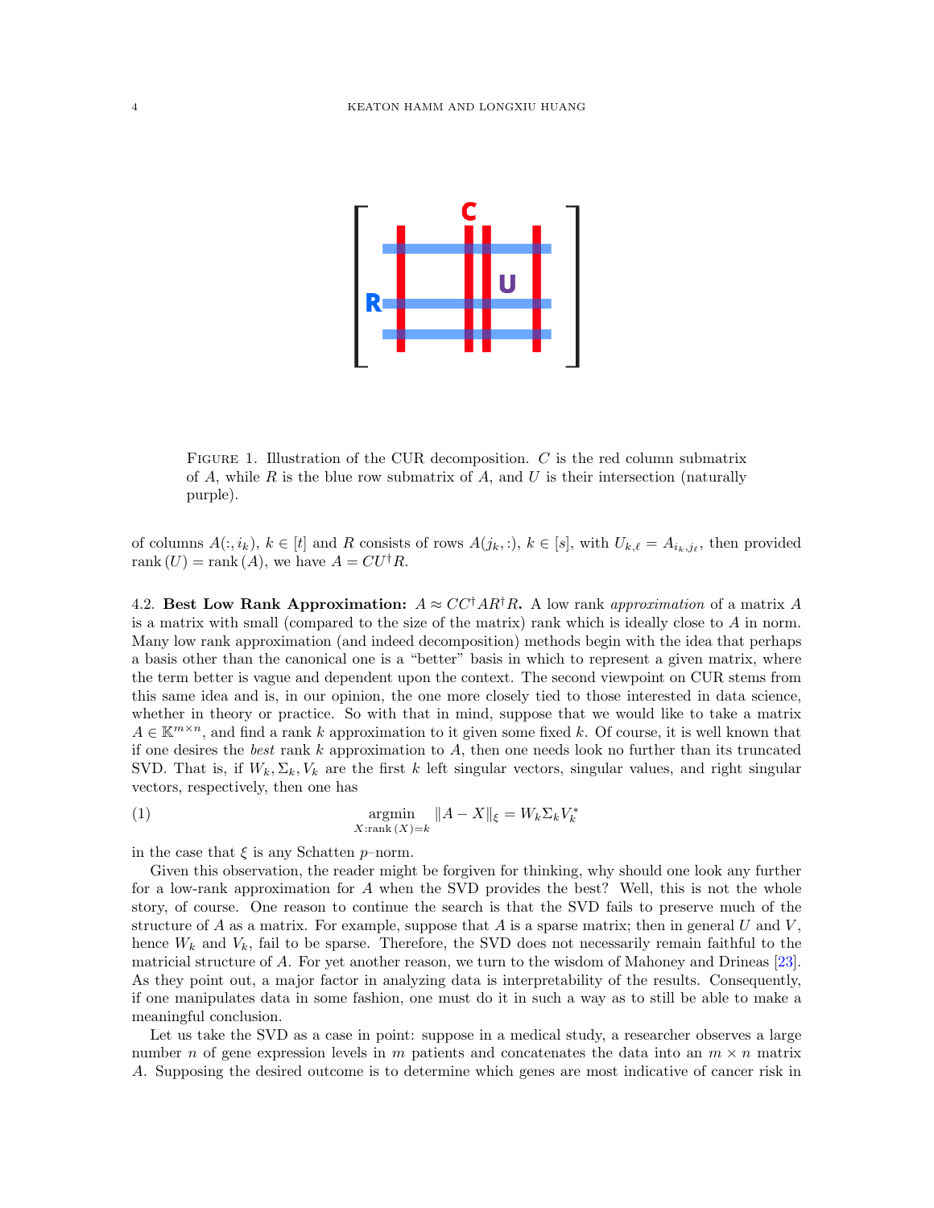FIGURE 1. Illustration of the CUR decomposition. $C$ is the red column submatrix of $A$, while $R$ is the blue row submatrix of $A$, and $U$ is their intersection (naturally purple).

of columns $A(:, i_k)$, $k \in [t]$ and $R$ consists of rows $A(j_k, :)$, $k \in [s]$, with $U_{k,\ell} = A_{i_k, j_\ell}$, then provided $\text{rank}\,(U) = \text{rank}\,(A)$, we have $A = CU^\dagger R$.

4.2. **Best Low Rank Approximation:** $A \approx CC^\dagger AR^\dagger R$**.** A low rank *approximation* of a matrix $A$ is a matrix with small (compared to the size of the matrix) rank which is ideally close to $A$ in norm. Many low rank approximation (and indeed decomposition) methods begin with the idea that perhaps a basis other than the canonical one is a "better" basis in which to represent a given matrix, where the term better is vague and dependent upon the context. The second viewpoint on CUR stems from this same idea and is, in our opinion, the one more closely tied to those interested in data science, whether in theory or practice. So with that in mind, suppose that we would like to take a matrix $A \in \mathbb{K}^{m\times n}$, and find a rank $k$ approximation to it given some fixed $k$. Of course, it is well known that if one desires the *best* rank $k$ approximation to $A$, then one needs look no further than its truncated SVD. That is, if $W_k, \Sigma_k, V_k$ are the first $k$ left singular vectors, singular values, and right singular vectors, respectively, then one has

$$\underset{X:\text{rank}\,(X)=k}{\text{argmin}} \|A - X\|_\xi = W_k \Sigma_k V_k^* \tag{1}$$

in the case that $\xi$ is any Schatten $p$–norm.

Given this observation, the reader might be forgiven for thinking, why should one look any further for a low-rank approximation for $A$ when the SVD provides the best? Well, this is not the whole story, of course. One reason to continue the search is that the SVD fails to preserve much of the structure of $A$ as a matrix. For example, suppose that $A$ is a sparse matrix; then in general $U$ and $V$, hence $W_k$ and $V_k$, fail to be sparse. Therefore, the SVD does not necessarily remain faithful to the matricial structure of $A$. For yet another reason, we turn to the wisdom of Mahoney and Drineas [23]. As they point out, a major factor in analyzing data is interpretability of the results. Consequently, if one manipulates data in some fashion, one must do it in such a way as to still be able to make a meaningful conclusion.

Let us take the SVD as a case in point: suppose in a medical study, a researcher observes a large number $n$ of gene expression levels in $m$ patients and concatenates the data into an $m \times n$ matrix $A$. Supposing the desired outcome is to determine which genes are most indicative of cancer risk in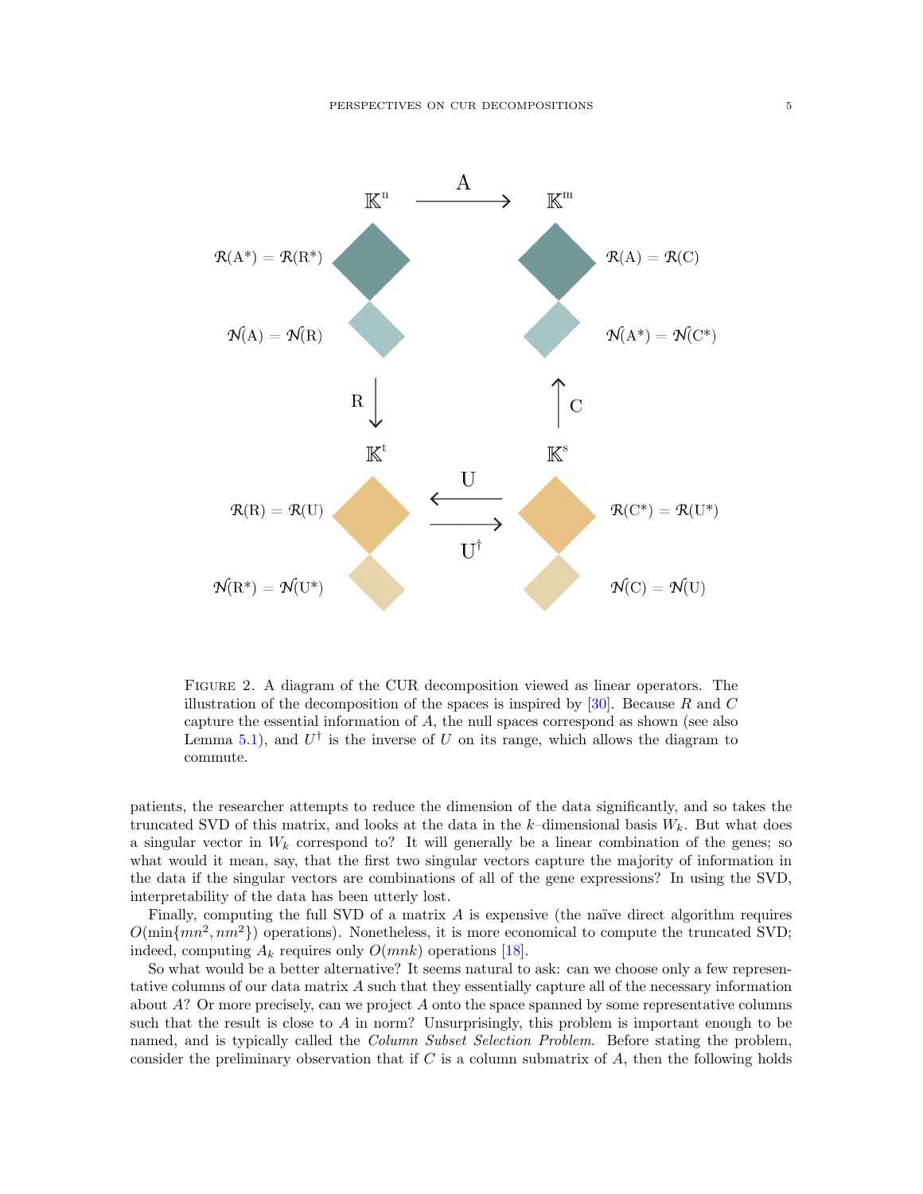FIGURE 2. A diagram of the CUR decomposition viewed as linear operators. The illustration of the decomposition of the spaces is inspired by [30]. Because $R$ and $C$ capture the essential information of $A$, the null spaces correspond as shown (see also Lemma 5.1), and $U^\dagger$ is the inverse of $U$ on its range, which allows the diagram to commute.

patients, the researcher attempts to reduce the dimension of the data significantly, and so takes the truncated SVD of this matrix, and looks at the data in the $k$–dimensional basis $W_k$. But what does a singular vector in $W_k$ correspond to? It will generally be a linear combination of the genes; so what would it mean, say, that the first two singular vectors capture the majority of information in the data if the singular vectors are combinations of all of the gene expressions? In using the SVD, interpretability of the data has been utterly lost.

Finally, computing the full SVD of a matrix $A$ is expensive (the naïve direct algorithm requires $O(\min\{mn^2, nm^2\})$ operations). Nonetheless, it is more economical to compute the truncated SVD; indeed, computing $A_k$ requires only $O(mnk)$ operations [18].

So what would be a better alternative? It seems natural to ask: can we choose only a few representative columns of our data matrix $A$ such that they essentially capture all of the necessary information about $A$? Or more precisely, can we project $A$ onto the space spanned by some representative columns such that the result is close to $A$ in norm? Unsurprisingly, this problem is important enough to be named, and is typically called the *Column Subset Selection Problem*. Before stating the problem, consider the preliminary observation that if $C$ is a column submatrix of $A$, then the following holds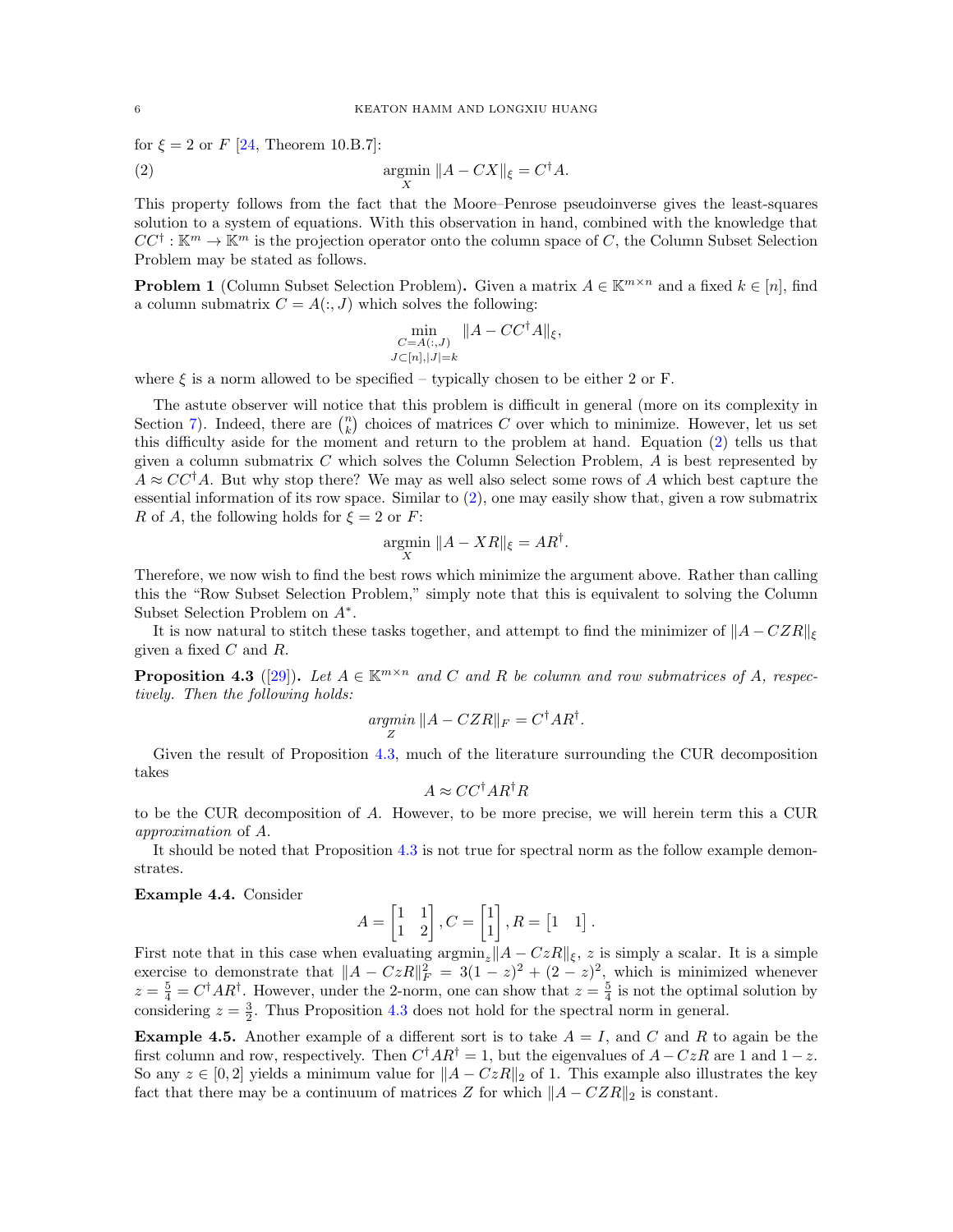for $\xi = 2$ or $F$ [24, Theorem 10.B.7]:

$$\underset{X}{\operatorname{argmin}} \|A - CX\|_\xi = C^\dagger A. \tag{2}$$

This property follows from the fact that the Moore–Penrose pseudoinverse gives the least-squares solution to a system of equations. With this observation in hand, combined with the knowledge that $CC^\dagger : \mathbb{K}^m \to \mathbb{K}^m$ is the projection operator onto the column space of $C$, the Column Subset Selection Problem may be stated as follows.

**Problem 1** (Column Subset Selection Problem)**.** Given a matrix $A \in \mathbb{K}^{m\times n}$ and a fixed $k \in [n]$, find a column submatrix $C = A(:, J)$ which solves the following:

$$\min_{\substack{C=A(:,J)\\ J\subset[n],|J|=k}} \|A - CC^\dagger A\|_\xi,$$

where $\xi$ is a norm allowed to be specified – typically chosen to be either 2 or F.

The astute observer will notice that this problem is difficult in general (more on its complexity in Section 7). Indeed, there are $\binom{n}{k}$ choices of matrices $C$ over which to minimize. However, let us set this difficulty aside for the moment and return to the problem at hand. Equation (2) tells us that given a column submatrix $C$ which solves the Column Selection Problem, $A$ is best represented by $A \approx CC^\dagger A$. But why stop there? We may as well also select some rows of $A$ which best capture the essential information of its row space. Similar to (2), one may easily show that, given a row submatrix $R$ of $A$, the following holds for $\xi = 2$ or $F$:

$$\underset{X}{\operatorname{argmin}} \|A - XR\|_\xi = AR^\dagger.$$

Therefore, we now wish to find the best rows which minimize the argument above. Rather than calling this the "Row Subset Selection Problem," simply note that this is equivalent to solving the Column Subset Selection Problem on $A^*$.

It is now natural to stitch these tasks together, and attempt to find the minimizer of $\|A - CZR\|_\xi$ given a fixed $C$ and $R$.

**Proposition 4.3** ([29])**.** *Let $A \in \mathbb{K}^{m\times n}$ and $C$ and $R$ be column and row submatrices of $A$, respectively. Then the following holds:*

$$\underset{Z}{\operatorname{argmin}} \|A - CZR\|_F = C^\dagger AR^\dagger.$$

Given the result of Proposition 4.3, much of the literature surrounding the CUR decomposition takes

$$A \approx CC^\dagger AR^\dagger R$$

to be the CUR decomposition of $A$. However, to be more precise, we will herein term this a CUR *approximation* of $A$.

It should be noted that Proposition 4.3 is not true for spectral norm as the follow example demonstrates.

**Example 4.4.** Consider

$$A = \begin{bmatrix} 1 & 1 \\ 1 & 2 \end{bmatrix}, C = \begin{bmatrix} 1 \\ 1 \end{bmatrix}, R = \begin{bmatrix} 1 & 1 \end{bmatrix}.$$

First note that in this case when evaluating $\operatorname{argmin}_z \|A - CzR\|_\xi$, $z$ is simply a scalar. It is a simple exercise to demonstrate that $\|A - CzR\|_F^2 = 3(1-z)^2 + (2-z)^2$, which is minimized whenever $z = \frac{5}{4} = C^\dagger AR^\dagger$. However, under the 2-norm, one can show that $z = \frac{5}{4}$ is not the optimal solution by considering $z = \frac{3}{2}$. Thus Proposition 4.3 does not hold for the spectral norm in general.

**Example 4.5.** Another example of a different sort is to take $A = I$, and $C$ and $R$ to again be the first column and row, respectively. Then $C^\dagger AR^\dagger = 1$, but the eigenvalues of $A - CzR$ are 1 and $1 - z$. So any $z \in [0, 2]$ yields a minimum value for $\|A - CzR\|_2$ of 1. This example also illustrates the key fact that there may be a continuum of matrices $Z$ for which $\|A - CZR\|_2$ is constant.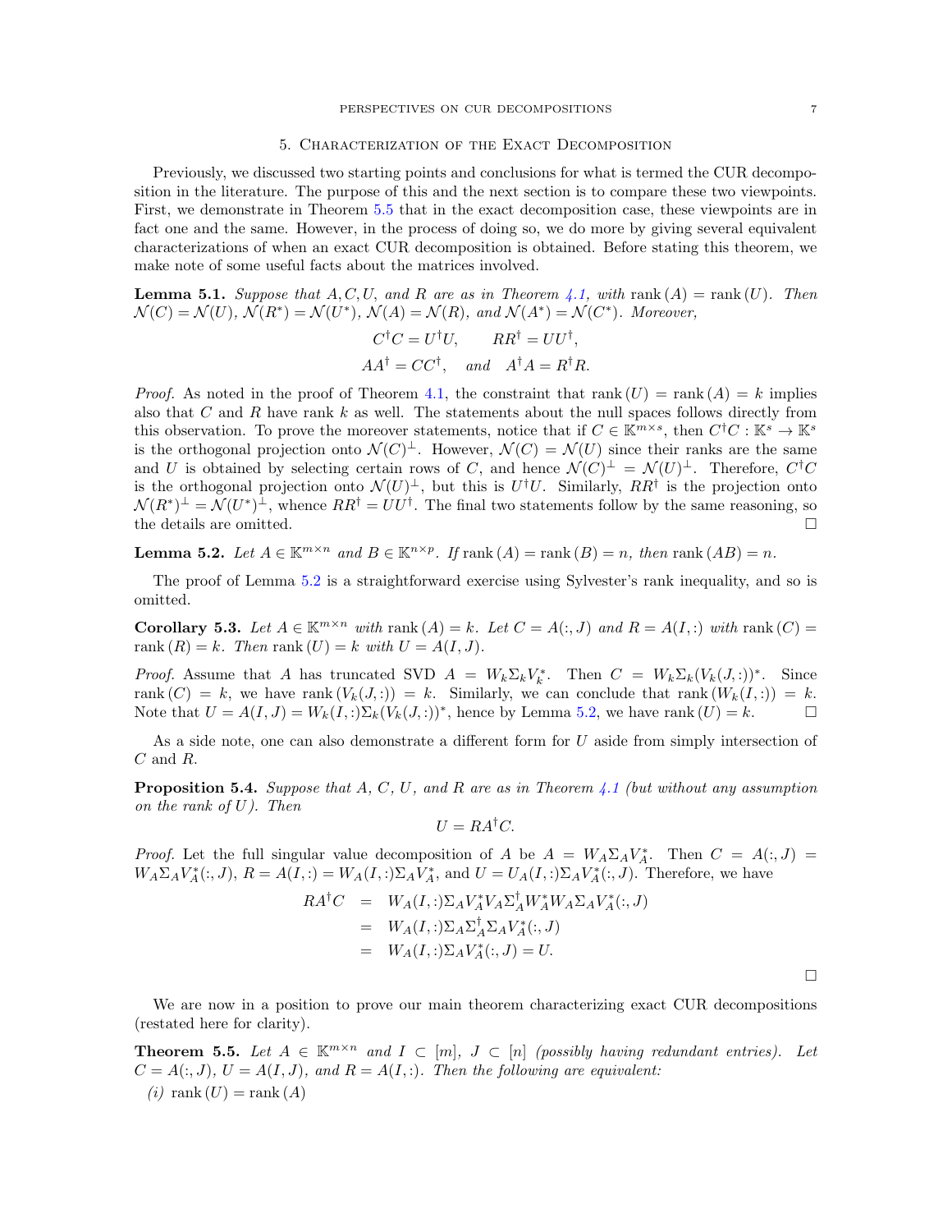## 5. Characterization of the Exact Decomposition

Previously, we discussed two starting points and conclusions for what is termed the CUR decomposition in the literature. The purpose of this and the next section is to compare these two viewpoints. First, we demonstrate in Theorem 5.5 that in the exact decomposition case, these viewpoints are in fact one and the same. However, in the process of doing so, we do more by giving several equivalent characterizations of when an exact CUR decomposition is obtained. Before stating this theorem, we make note of some useful facts about the matrices involved.

**Lemma 5.1.** *Suppose that $A, C, U$, and $R$ are as in Theorem 4.1, with $\operatorname{rank}(A) = \operatorname{rank}(U)$. Then $\mathcal{N}(C) = \mathcal{N}(U)$, $\mathcal{N}(R^*) = \mathcal{N}(U^*)$, $\mathcal{N}(A) = \mathcal{N}(R)$, and $\mathcal{N}(A^*) = \mathcal{N}(C^*)$. Moreover,*

$$C^\dagger C = U^\dagger U, \qquad RR^\dagger = UU^\dagger,$$

$$AA^\dagger = CC^\dagger, \quad \text{and} \quad A^\dagger A = R^\dagger R.$$

*Proof.* As noted in the proof of Theorem 4.1, the constraint that $\operatorname{rank}(U) = \operatorname{rank}(A) = k$ implies also that $C$ and $R$ have rank $k$ as well. The statements about the null spaces follows directly from this observation. To prove the moreover statements, notice that if $C \in \mathbb{K}^{m\times s}$, then $C^\dagger C : \mathbb{K}^s \to \mathbb{K}^s$ is the orthogonal projection onto $\mathcal{N}(C)^\perp$. However, $\mathcal{N}(C) = \mathcal{N}(U)$ since their ranks are the same and $U$ is obtained by selecting certain rows of $C$, and hence $\mathcal{N}(C)^\perp = \mathcal{N}(U)^\perp$. Therefore, $C^\dagger C$ is the orthogonal projection onto $\mathcal{N}(U)^\perp$, but this is $U^\dagger U$. Similarly, $RR^\dagger$ is the projection onto $\mathcal{N}(R^*)^\perp = \mathcal{N}(U^*)^\perp$, whence $RR^\dagger = UU^\dagger$. The final two statements follow by the same reasoning, so the details are omitted. $\square$

**Lemma 5.2.** *Let $A \in \mathbb{K}^{m\times n}$ and $B \in \mathbb{K}^{n\times p}$. If $\operatorname{rank}(A) = \operatorname{rank}(B) = n$, then $\operatorname{rank}(AB) = n$.*

The proof of Lemma 5.2 is a straightforward exercise using Sylvester's rank inequality, and so is omitted.

**Corollary 5.3.** *Let $A \in \mathbb{K}^{m\times n}$ with $\operatorname{rank}(A) = k$. Let $C = A(:,J)$ and $R = A(I,:)$ with $\operatorname{rank}(C) = \operatorname{rank}(R) = k$. Then $\operatorname{rank}(U) = k$ with $U = A(I,J)$.*

*Proof.* Assume that $A$ has truncated SVD $A = W_k\Sigma_k V_k^*$. Then $C = W_k\Sigma_k(V_k(J,:))^*$. Since $\operatorname{rank}(C) = k$, we have $\operatorname{rank}(V_k(J,:)) = k$. Similarly, we can conclude that $\operatorname{rank}(W_k(I,:)) = k$. Note that $U = A(I,J) = W_k(I,:)\Sigma_k(V_k(J,:))^*$, hence by Lemma 5.2, we have $\operatorname{rank}(U) = k$. $\square$

As a side note, one can also demonstrate a different form for $U$ aside from simply intersection of $C$ and $R$.

**Proposition 5.4.** *Suppose that $A$, $C$, $U$, and $R$ are as in Theorem 4.1 (but without any assumption on the rank of $U$). Then*

$$U = RA^\dagger C.$$

*Proof.* Let the full singular value decomposition of $A$ be $A = W_A\Sigma_A V_A^*$. Then $C = A(:,J) = W_A\Sigma_A V_A^*(:,J)$, $R = A(I,:) = W_A(I,:)\Sigma_A V_A^*$, and $U = U_A(I,:)\Sigma_A V_A^*(:,J)$. Therefore, we have

$$\begin{aligned} RA^\dagger C &= W_A(I,:)\Sigma_A V_A^* V_A \Sigma_A^\dagger W_A^* W_A \Sigma_A V_A^*(:,J) \\ &= W_A(I,:)\Sigma_A\Sigma_A^\dagger\Sigma_A V_A^*(:,J) \\ &= W_A(I,:)\Sigma_A V_A^*(:,J) = U. \end{aligned}$$

$\square$

We are now in a position to prove our main theorem characterizing exact CUR decompositions (restated here for clarity).

**Theorem 5.5.** *Let $A \in \mathbb{K}^{m\times n}$ and $I \subset [m]$, $J \subset [n]$ (possibly having redundant entries). Let $C = A(:,J)$, $U = A(I,J)$, and $R = A(I,:)$. Then the following are equivalent:*

*(i)* $\operatorname{rank}(U) = \operatorname{rank}(A)$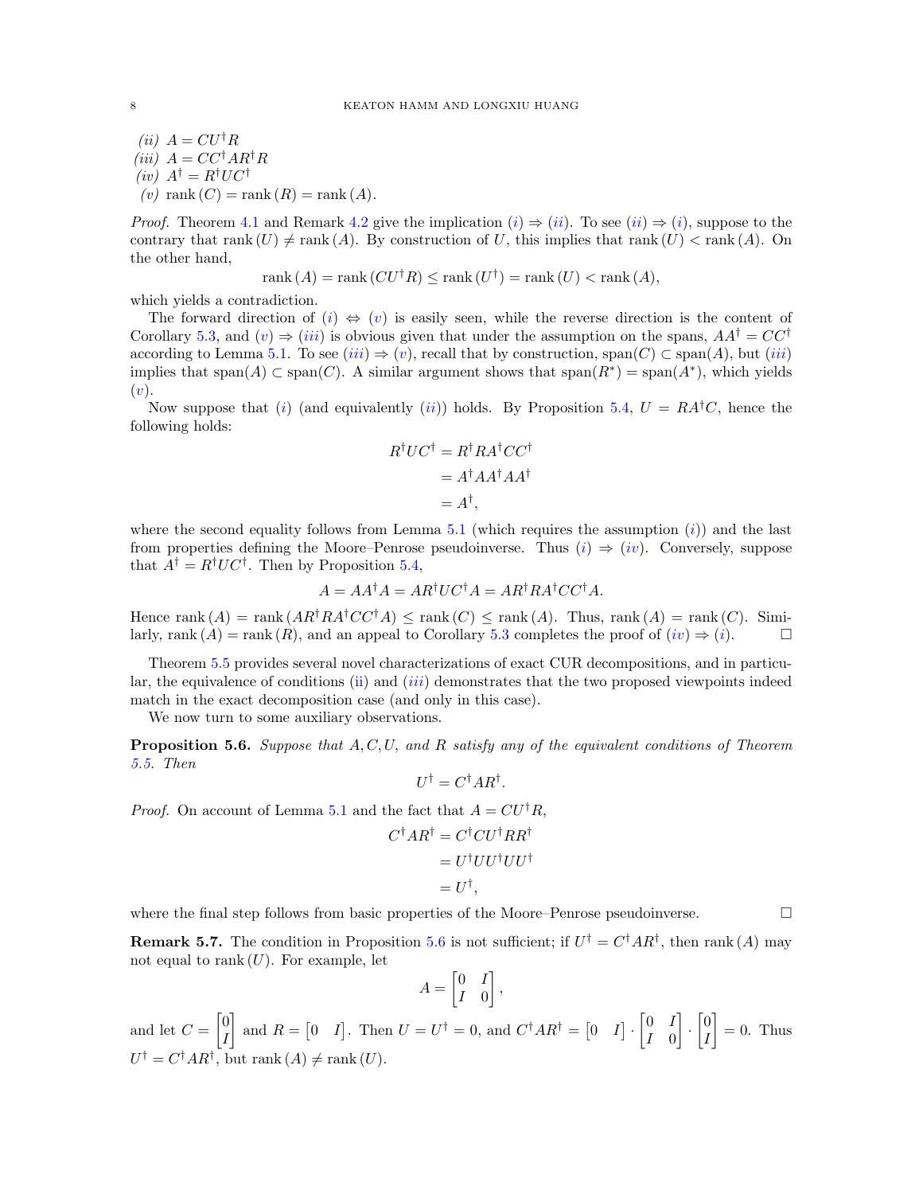*(ii)* $A = CU^\dagger R$

*(iii)* $A = CC^\dagger AR^\dagger R$

*(iv)* $A^\dagger = R^\dagger UC^\dagger$

*(v)* $\operatorname{rank}(C) = \operatorname{rank}(R) = \operatorname{rank}(A)$.

*Proof.* Theorem 4.1 and Remark 4.2 give the implication $(i) \Rightarrow (ii)$. To see $(ii) \Rightarrow (i)$, suppose to the contrary that $\operatorname{rank}(U) \neq \operatorname{rank}(A)$. By construction of $U$, this implies that $\operatorname{rank}(U) < \operatorname{rank}(A)$. On the other hand,

$$\operatorname{rank}(A) = \operatorname{rank}(CU^\dagger R) \leq \operatorname{rank}(U^\dagger) = \operatorname{rank}(U) < \operatorname{rank}(A),$$

which yields a contradiction.

The forward direction of $(i) \Leftrightarrow (v)$ is easily seen, while the reverse direction is the content of Corollary 5.3, and $(v) \Rightarrow (iii)$ is obvious given that under the assumption on the spans, $AA^\dagger = CC^\dagger$ according to Lemma 5.1. To see $(iii) \Rightarrow (v)$, recall that by construction, $\operatorname{span}(C) \subset \operatorname{span}(A)$, but $(iii)$ implies that $\operatorname{span}(A) \subset \operatorname{span}(C)$. A similar argument shows that $\operatorname{span}(R^*) = \operatorname{span}(A^*)$, which yields $(v)$.

Now suppose that $(i)$ (and equivalently $(ii)$) holds. By Proposition 5.4, $U = RA^\dagger C$, hence the following holds:

$$\begin{aligned}
R^\dagger UC^\dagger &= R^\dagger RA^\dagger CC^\dagger \\
&= A^\dagger AA^\dagger AA^\dagger \\
&= A^\dagger,
\end{aligned}$$

where the second equality follows from Lemma 5.1 (which requires the assumption $(i)$) and the last from properties defining the Moore–Penrose pseudoinverse. Thus $(i) \Rightarrow (iv)$. Conversely, suppose that $A^\dagger = R^\dagger UC^\dagger$. Then by Proposition 5.4,

$$A = AA^\dagger A = AR^\dagger UC^\dagger A = AR^\dagger RA^\dagger CC^\dagger A.$$

Hence $\operatorname{rank}(A) = \operatorname{rank}(AR^\dagger RA^\dagger CC^\dagger A) \leq \operatorname{rank}(C) \leq \operatorname{rank}(A)$. Thus, $\operatorname{rank}(A) = \operatorname{rank}(C)$. Similarly, $\operatorname{rank}(A) = \operatorname{rank}(R)$, and an appeal to Corollary 5.3 completes the proof of $(iv) \Rightarrow (i)$. $\square$

Theorem 5.5 provides several novel characterizations of exact CUR decompositions, and in particular, the equivalence of conditions (ii) and $(iii)$ demonstrates that the two proposed viewpoints indeed match in the exact decomposition case (and only in this case).

We now turn to some auxiliary observations.

**Proposition 5.6.** *Suppose that $A, C, U$, and $R$ satisfy any of the equivalent conditions of Theorem 5.5. Then*

$$U^\dagger = C^\dagger AR^\dagger.$$

*Proof.* On account of Lemma 5.1 and the fact that $A = CU^\dagger R$,

$$\begin{aligned}
C^\dagger AR^\dagger &= C^\dagger CU^\dagger RR^\dagger \\
&= U^\dagger UU^\dagger UU^\dagger \\
&= U^\dagger,
\end{aligned}$$

where the final step follows from basic properties of the Moore–Penrose pseudoinverse. $\square$

**Remark 5.7.** The condition in Proposition 5.6 is not sufficient; if $U^\dagger = C^\dagger AR^\dagger$, then $\operatorname{rank}(A)$ may not equal to $\operatorname{rank}(U)$. For example, let

$$A = \begin{bmatrix} 0 & I \\ I & 0 \end{bmatrix},$$

and let $C = \begin{bmatrix} 0 \\ I \end{bmatrix}$ and $R = \begin{bmatrix} 0 & I \end{bmatrix}$. Then $U = U^\dagger = 0$, and $C^\dagger AR^\dagger = \begin{bmatrix} 0 & I \end{bmatrix} \cdot \begin{bmatrix} 0 & I \\ I & 0 \end{bmatrix} \cdot \begin{bmatrix} 0 \\ I \end{bmatrix} = 0$. Thus $U^\dagger = C^\dagger AR^\dagger$, but $\operatorname{rank}(A) \neq \operatorname{rank}(U)$.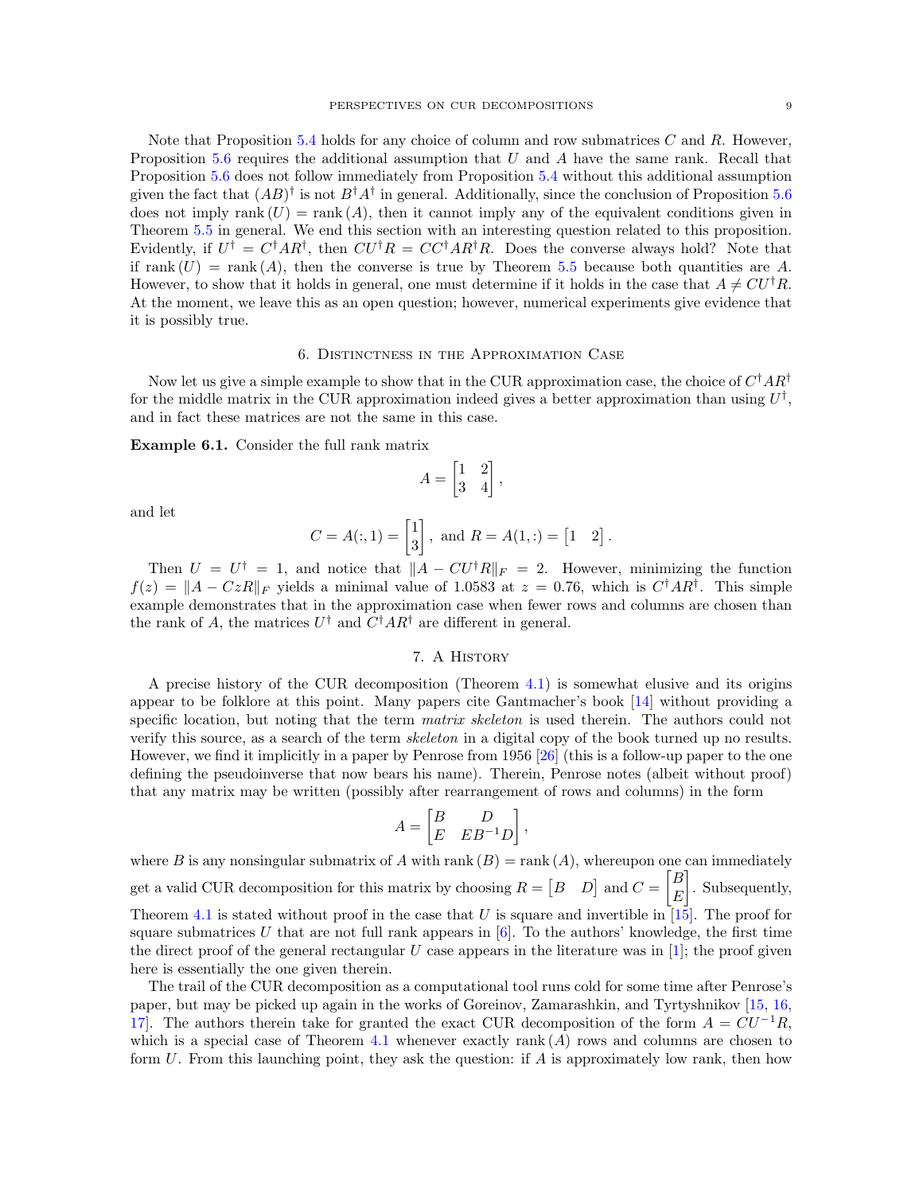Note that Proposition 5.4 holds for any choice of column and row submatrices $C$ and $R$. However, Proposition 5.6 requires the additional assumption that $U$ and $A$ have the same rank. Recall that Proposition 5.6 does not follow immediately from Proposition 5.4 without this additional assumption given the fact that $(AB)^\dagger$ is not $B^\dagger A^\dagger$ in general. Additionally, since the conclusion of Proposition 5.6 does not imply $\operatorname{rank}(U) = \operatorname{rank}(A)$, then it cannot imply any of the equivalent conditions given in Theorem 5.5 in general. We end this section with an interesting question related to this proposition. Evidently, if $U^\dagger = C^\dagger A R^\dagger$, then $CU^\dagger R = CC^\dagger A R^\dagger R$. Does the converse always hold? Note that if $\operatorname{rank}(U) = \operatorname{rank}(A)$, then the converse is true by Theorem 5.5 because both quantities are $A$. However, to show that it holds in general, one must determine if it holds in the case that $A \neq CU^\dagger R$. At the moment, we leave this as an open question; however, numerical experiments give evidence that it is possibly true.

## 6. Distinctness in the Approximation Case

Now let us give a simple example to show that in the CUR approximation case, the choice of $C^\dagger A R^\dagger$ for the middle matrix in the CUR approximation indeed gives a better approximation than using $U^\dagger$, and in fact these matrices are not the same in this case.

**Example 6.1.** Consider the full rank matrix

$$A = \begin{bmatrix} 1 & 2 \\ 3 & 4 \end{bmatrix},$$

and let

$$C = A(:,1) = \begin{bmatrix} 1 \\ 3 \end{bmatrix}, \text{ and } R = A(1,:) = \begin{bmatrix} 1 & 2 \end{bmatrix}.$$

Then $U = U^\dagger = 1$, and notice that $\|A - CU^\dagger R\|_F = 2$. However, minimizing the function $f(z) = \|A - CzR\|_F$ yields a minimal value of 1.0583 at $z = 0.76$, which is $C^\dagger A R^\dagger$. This simple example demonstrates that in the approximation case when fewer rows and columns are chosen than the rank of $A$, the matrices $U^\dagger$ and $C^\dagger A R^\dagger$ are different in general.

## 7. A History

A precise history of the CUR decomposition (Theorem 4.1) is somewhat elusive and its origins appear to be folklore at this point. Many papers cite Gantmacher's book [14] without providing a specific location, but noting that the term *matrix skeleton* is used therein. The authors could not verify this source, as a search of the term *skeleton* in a digital copy of the book turned up no results. However, we find it implicitly in a paper by Penrose from 1956 [26] (this is a follow-up paper to the one defining the pseudoinverse that now bears his name). Therein, Penrose notes (albeit without proof) that any matrix may be written (possibly after rearrangement of rows and columns) in the form

$$A = \begin{bmatrix} B & D \\ E & EB^{-1}D \end{bmatrix},$$

where $B$ is any nonsingular submatrix of $A$ with $\operatorname{rank}(B) = \operatorname{rank}(A)$, whereupon one can immediately get a valid CUR decomposition for this matrix by choosing $R = \begin{bmatrix} B & D \end{bmatrix}$ and $C = \begin{bmatrix} B \\ E \end{bmatrix}$. Subsequently, Theorem 4.1 is stated without proof in the case that $U$ is square and invertible in [15]. The proof for square submatrices $U$ that are not full rank appears in [6]. To the authors' knowledge, the first time the direct proof of the general rectangular $U$ case appears in the literature was in [1]; the proof given here is essentially the one given therein.

The trail of the CUR decomposition as a computational tool runs cold for some time after Penrose's paper, but may be picked up again in the works of Goreinov, Zamarashkin, and Tyrtyshnikov [15, 16, 17]. The authors therein take for granted the exact CUR decomposition of the form $A = CU^{-1}R$, which is a special case of Theorem 4.1 whenever exactly $\operatorname{rank}(A)$ rows and columns are chosen to form $U$. From this launching point, they ask the question: if $A$ is approximately low rank, then how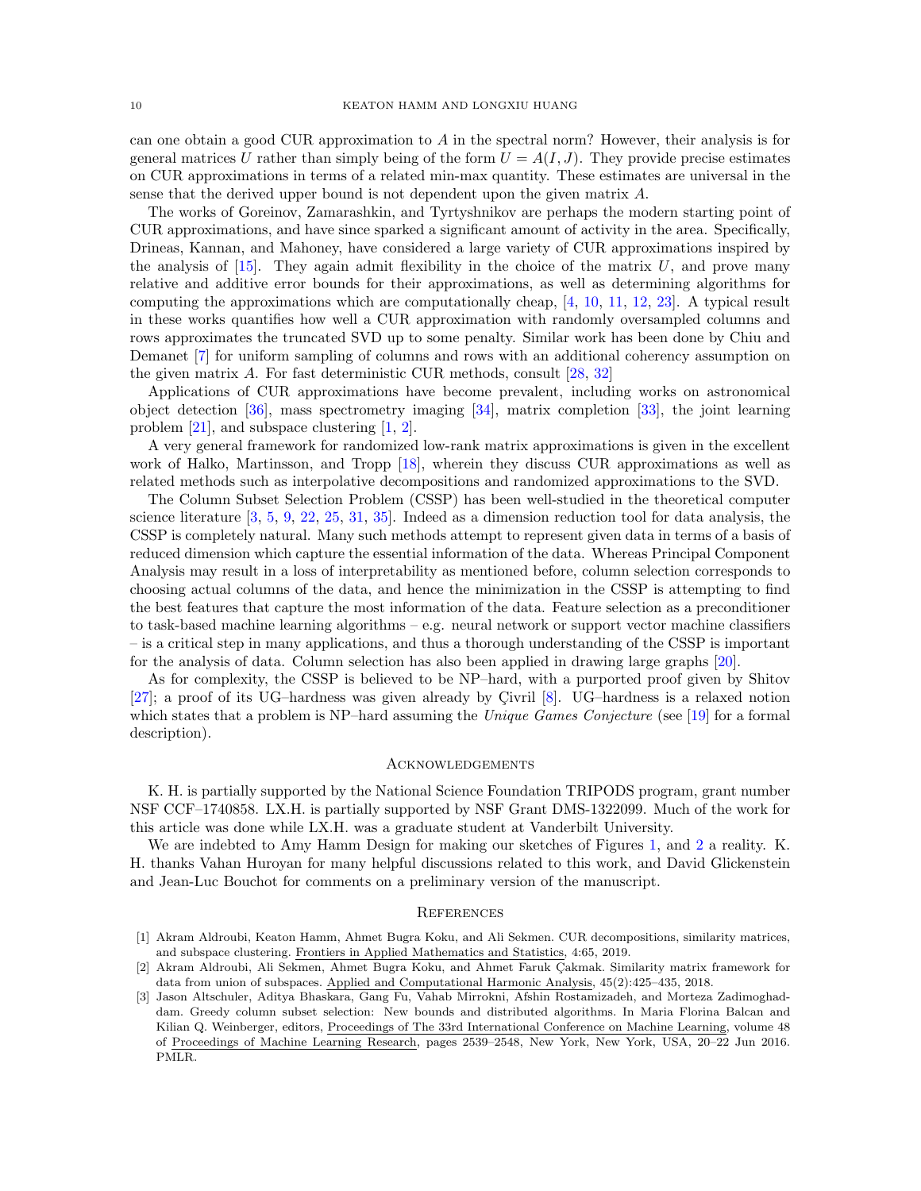can one obtain a good CUR approximation to $A$ in the spectral norm? However, their analysis is for general matrices $U$ rather than simply being of the form $U = A(I, J)$. They provide precise estimates on CUR approximations in terms of a related min-max quantity. These estimates are universal in the sense that the derived upper bound is not dependent upon the given matrix $A$.

The works of Goreinov, Zamarashkin, and Tyrtyshnikov are perhaps the modern starting point of CUR approximations, and have since sparked a significant amount of activity in the area. Specifically, Drineas, Kannan, and Mahoney, have considered a large variety of CUR approximations inspired by the analysis of [15]. They again admit flexibility in the choice of the matrix $U$, and prove many relative and additive error bounds for their approximations, as well as determining algorithms for computing the approximations which are computationally cheap, [4, 10, 11, 12, 23]. A typical result in these works quantifies how well a CUR approximation with randomly oversampled columns and rows approximates the truncated SVD up to some penalty. Similar work has been done by Chiu and Demanet [7] for uniform sampling of columns and rows with an additional coherency assumption on the given matrix $A$. For fast deterministic CUR methods, consult [28, 32]

Applications of CUR approximations have become prevalent, including works on astronomical object detection [36], mass spectrometry imaging [34], matrix completion [33], the joint learning problem [21], and subspace clustering [1, 2].

A very general framework for randomized low-rank matrix approximations is given in the excellent work of Halko, Martinsson, and Tropp [18], wherein they discuss CUR approximations as well as related methods such as interpolative decompositions and randomized approximations to the SVD.

The Column Subset Selection Problem (CSSP) has been well-studied in the theoretical computer science literature [3, 5, 9, 22, 25, 31, 35]. Indeed as a dimension reduction tool for data analysis, the CSSP is completely natural. Many such methods attempt to represent given data in terms of a basis of reduced dimension which capture the essential information of the data. Whereas Principal Component Analysis may result in a loss of interpretability as mentioned before, column selection corresponds to choosing actual columns of the data, and hence the minimization in the CSSP is attempting to find the best features that capture the most information of the data. Feature selection as a preconditioner to task-based machine learning algorithms – e.g. neural network or support vector machine classifiers – is a critical step in many applications, and thus a thorough understanding of the CSSP is important for the analysis of data. Column selection has also been applied in drawing large graphs [20].

As for complexity, the CSSP is believed to be NP–hard, with a purported proof given by Shitov [27]; a proof of its UG–hardness was given already by Çivril [8]. UG–hardness is a relaxed notion which states that a problem is NP–hard assuming the *Unique Games Conjecture* (see [19] for a formal description).

## Acknowledgements

K. H. is partially supported by the National Science Foundation TRIPODS program, grant number NSF CCF–1740858. LX.H. is partially supported by NSF Grant DMS-1322099. Much of the work for this article was done while LX.H. was a graduate student at Vanderbilt University.

We are indebted to Amy Hamm Design for making our sketches of Figures 1, and 2 a reality. K. H. thanks Vahan Huroyan for many helpful discussions related to this work, and David Glickenstein and Jean-Luc Bouchot for comments on a preliminary version of the manuscript.

## References

[1] Akram Aldroubi, Keaton Hamm, Ahmet Bugra Koku, and Ali Sekmen. CUR decompositions, similarity matrices, and subspace clustering. Frontiers in Applied Mathematics and Statistics, 4:65, 2019.

[2] Akram Aldroubi, Ali Sekmen, Ahmet Bugra Koku, and Ahmet Faruk Çakmak. Similarity matrix framework for data from union of subspaces. Applied and Computational Harmonic Analysis, 45(2):425–435, 2018.

[3] Jason Altschuler, Aditya Bhaskara, Gang Fu, Vahab Mirrokni, Afshin Rostamizadeh, and Morteza Zadimoghaddam. Greedy column subset selection: New bounds and distributed algorithms. In Maria Florina Balcan and Kilian Q. Weinberger, editors, Proceedings of The 33rd International Conference on Machine Learning, volume 48 of Proceedings of Machine Learning Research, pages 2539–2548, New York, New York, USA, 20–22 Jun 2016. PMLR.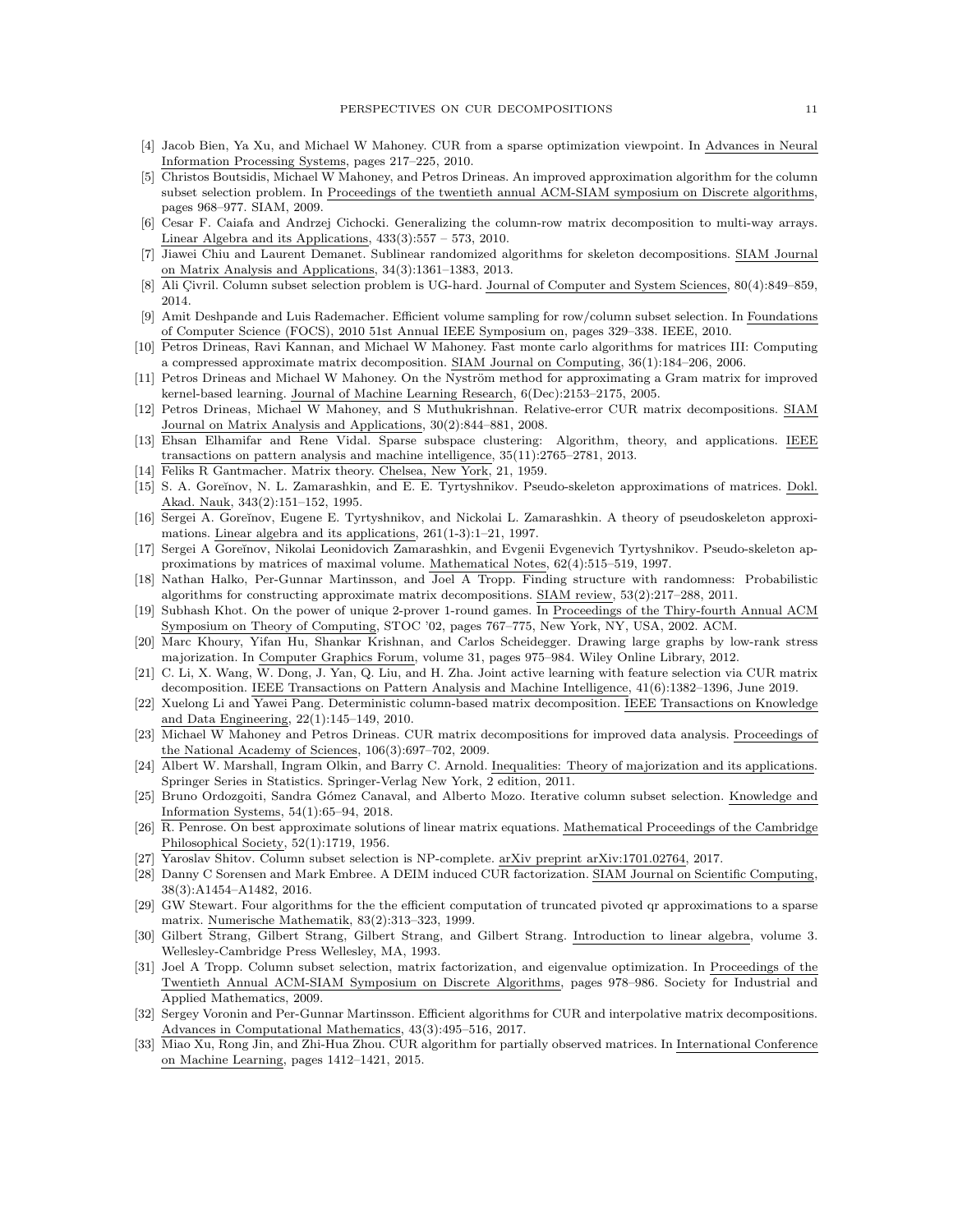[4] Jacob Bien, Ya Xu, and Michael W Mahoney. CUR from a sparse optimization viewpoint. In Advances in Neural Information Processing Systems, pages 217–225, 2010.

[5] Christos Boutsidis, Michael W Mahoney, and Petros Drineas. An improved approximation algorithm for the column subset selection problem. In Proceedings of the twentieth annual ACM-SIAM symposium on Discrete algorithms, pages 968–977. SIAM, 2009.

[6] Cesar F. Caiafa and Andrzej Cichocki. Generalizing the column-row matrix decomposition to multi-way arrays. Linear Algebra and its Applications, 433(3):557 – 573, 2010.

[7] Jiawei Chiu and Laurent Demanet. Sublinear randomized algorithms for skeleton decompositions. SIAM Journal on Matrix Analysis and Applications, 34(3):1361–1383, 2013.

[8] Ali Çivril. Column subset selection problem is UG-hard. Journal of Computer and System Sciences, 80(4):849–859, 2014.

[9] Amit Deshpande and Luis Rademacher. Efficient volume sampling for row/column subset selection. In Foundations of Computer Science (FOCS), 2010 51st Annual IEEE Symposium on, pages 329–338. IEEE, 2010.

[10] Petros Drineas, Ravi Kannan, and Michael W Mahoney. Fast monte carlo algorithms for matrices III: Computing a compressed approximate matrix decomposition. SIAM Journal on Computing, 36(1):184–206, 2006.

[11] Petros Drineas and Michael W Mahoney. On the Nyström method for approximating a Gram matrix for improved kernel-based learning. Journal of Machine Learning Research, 6(Dec):2153–2175, 2005.

[12] Petros Drineas, Michael W Mahoney, and S Muthukrishnan. Relative-error CUR matrix decompositions. SIAM Journal on Matrix Analysis and Applications, 30(2):844–881, 2008.

[13] Ehsan Elhamifar and Rene Vidal. Sparse subspace clustering: Algorithm, theory, and applications. IEEE transactions on pattern analysis and machine intelligence, 35(11):2765–2781, 2013.

[14] Feliks R Gantmacher. Matrix theory. Chelsea, New York, 21, 1959.

[15] S. A. Goreĭnov, N. L. Zamarashkin, and E. E. Tyrtyshnikov. Pseudo-skeleton approximations of matrices. Dokl. Akad. Nauk, 343(2):151–152, 1995.

[16] Sergei A. Goreĭnov, Eugene E. Tyrtyshnikov, and Nickolai L. Zamarashkin. A theory of pseudoskeleton approximations. Linear algebra and its applications, 261(1-3):1–21, 1997.

[17] Sergei A Goreĭnov, Nikolai Leonidovich Zamarashkin, and Evgenii Evgenevich Tyrtyshnikov. Pseudo-skeleton approximations by matrices of maximal volume. Mathematical Notes, 62(4):515–519, 1997.

[18] Nathan Halko, Per-Gunnar Martinsson, and Joel A Tropp. Finding structure with randomness: Probabilistic algorithms for constructing approximate matrix decompositions. SIAM review, 53(2):217–288, 2011.

[19] Subhash Khot. On the power of unique 2-prover 1-round games. In Proceedings of the Thiry-fourth Annual ACM Symposium on Theory of Computing, STOC '02, pages 767–775, New York, NY, USA, 2002. ACM.

[20] Marc Khoury, Yifan Hu, Shankar Krishnan, and Carlos Scheidegger. Drawing large graphs by low-rank stress majorization. In Computer Graphics Forum, volume 31, pages 975–984. Wiley Online Library, 2012.

[21] C. Li, X. Wang, W. Dong, J. Yan, Q. Liu, and H. Zha. Joint active learning with feature selection via CUR matrix decomposition. IEEE Transactions on Pattern Analysis and Machine Intelligence, 41(6):1382–1396, June 2019.

[22] Xuelong Li and Yawei Pang. Deterministic column-based matrix decomposition. IEEE Transactions on Knowledge and Data Engineering, 22(1):145–149, 2010.

[23] Michael W Mahoney and Petros Drineas. CUR matrix decompositions for improved data analysis. Proceedings of the National Academy of Sciences, 106(3):697–702, 2009.

[24] Albert W. Marshall, Ingram Olkin, and Barry C. Arnold. Inequalities: Theory of majorization and its applications. Springer Series in Statistics. Springer-Verlag New York, 2 edition, 2011.

[25] Bruno Ordozgoiti, Sandra Gómez Canaval, and Alberto Mozo. Iterative column subset selection. Knowledge and Information Systems, 54(1):65–94, 2018.

[26] R. Penrose. On best approximate solutions of linear matrix equations. Mathematical Proceedings of the Cambridge Philosophical Society, 52(1):1719, 1956.

[27] Yaroslav Shitov. Column subset selection is NP-complete. arXiv preprint arXiv:1701.02764, 2017.

[28] Danny C Sorensen and Mark Embree. A DEIM induced CUR factorization. SIAM Journal on Scientific Computing, 38(3):A1454–A1482, 2016.

[29] GW Stewart. Four algorithms for the the efficient computation of truncated pivoted qr approximations to a sparse matrix. Numerische Mathematik, 83(2):313–323, 1999.

[30] Gilbert Strang, Gilbert Strang, Gilbert Strang, and Gilbert Strang. Introduction to linear algebra, volume 3. Wellesley-Cambridge Press Wellesley, MA, 1993.

[31] Joel A Tropp. Column subset selection, matrix factorization, and eigenvalue optimization. In Proceedings of the Twentieth Annual ACM-SIAM Symposium on Discrete Algorithms, pages 978–986. Society for Industrial and Applied Mathematics, 2009.

[32] Sergey Voronin and Per-Gunnar Martinsson. Efficient algorithms for CUR and interpolative matrix decompositions. Advances in Computational Mathematics, 43(3):495–516, 2017.

[33] Miao Xu, Rong Jin, and Zhi-Hua Zhou. CUR algorithm for partially observed matrices. In International Conference on Machine Learning, pages 1412–1421, 2015.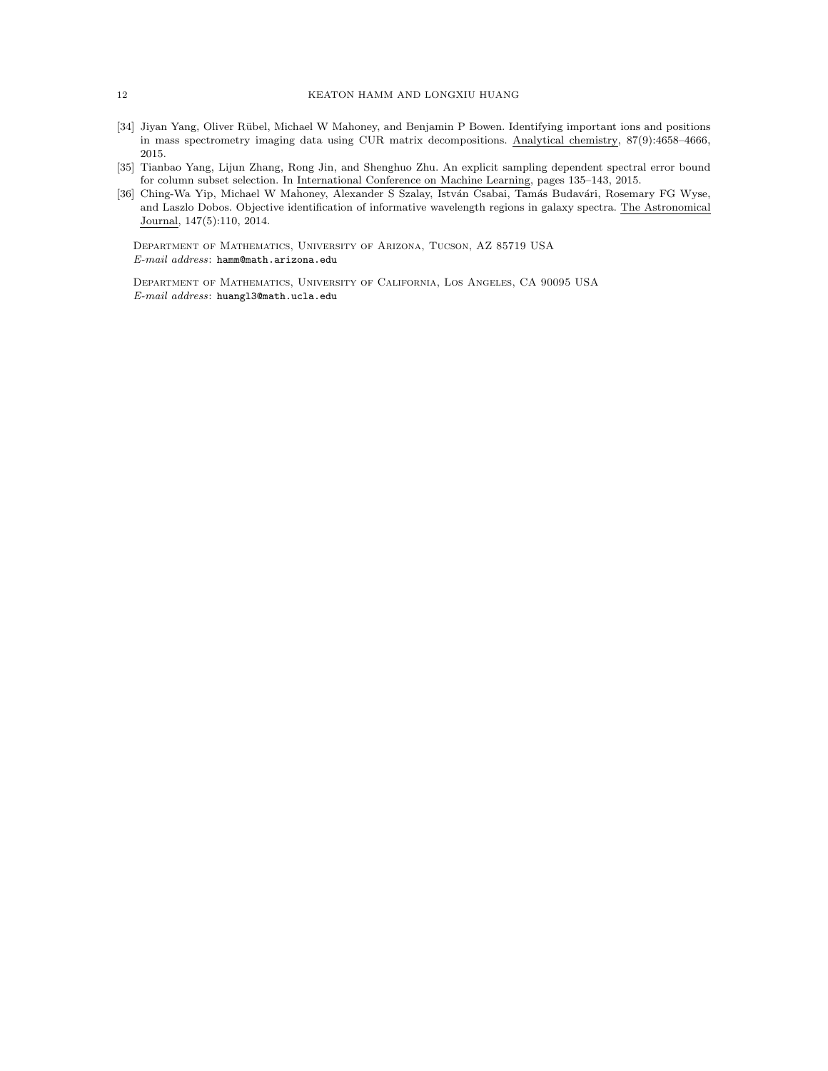[34] Jiyan Yang, Oliver Rübel, Michael W Mahoney, and Benjamin P Bowen. Identifying important ions and positions in mass spectrometry imaging data using CUR matrix decompositions. Analytical chemistry, 87(9):4658–4666, 2015.

[35] Tianbao Yang, Lijun Zhang, Rong Jin, and Shenghuo Zhu. An explicit sampling dependent spectral error bound for column subset selection. In International Conference on Machine Learning, pages 135–143, 2015.

[36] Ching-Wa Yip, Michael W Mahoney, Alexander S Szalay, István Csabai, Tamás Budavári, Rosemary FG Wyse, and Laszlo Dobos. Objective identification of informative wavelength regions in galaxy spectra. The Astronomical Journal, 147(5):110, 2014.

Department of Mathematics, University of Arizona, Tucson, AZ 85719 USA
*E-mail address*: hamm@math.arizona.edu

Department of Mathematics, University of California, Los Angeles, CA 90095 USA
*E-mail address*: huangl3@math.ucla.edu